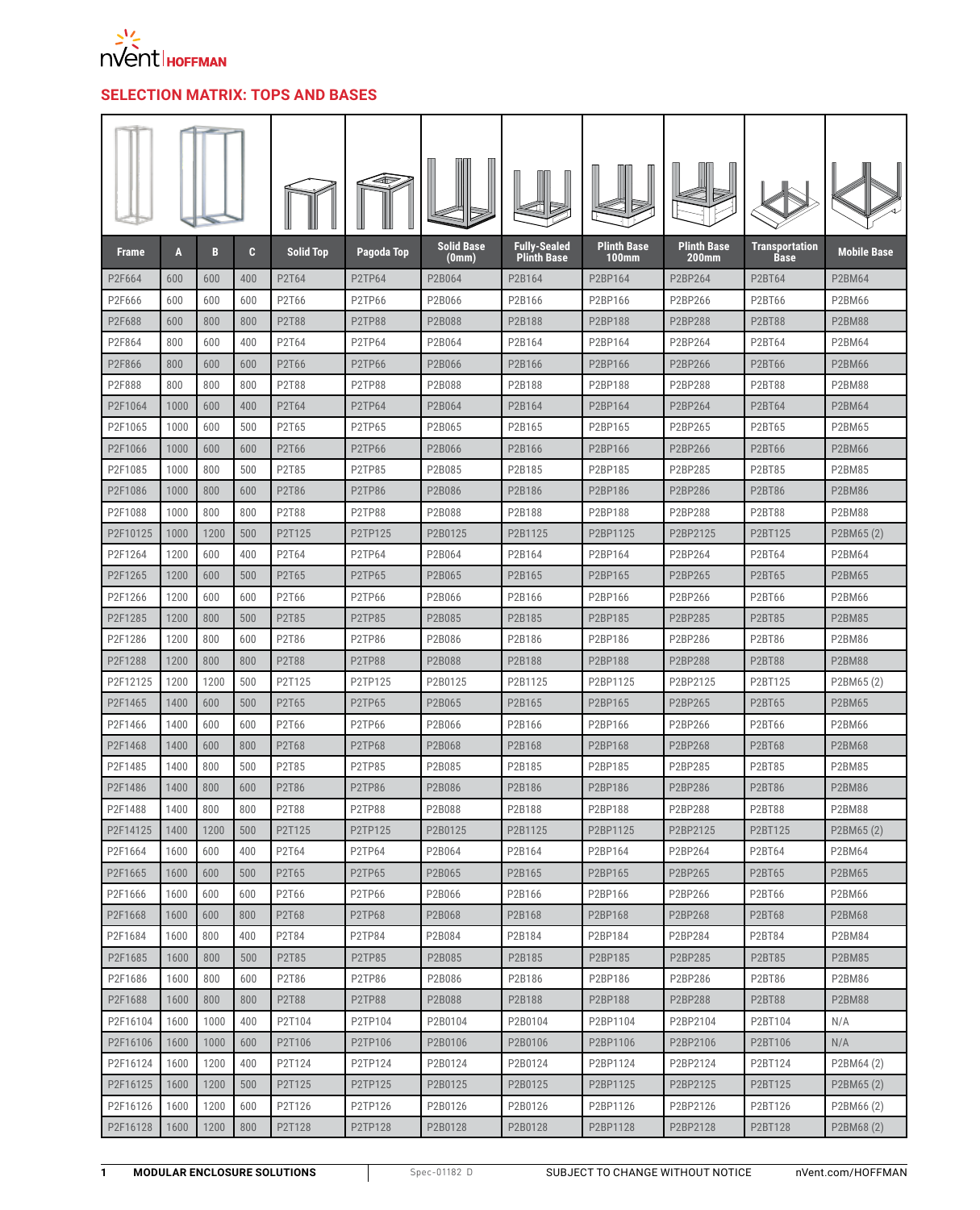nVent HOFFMAN

## SELECTION MATRIX: TOPS AND BASES

| Frame | A | B | C | Solid Top | Pagoda Top | Solid Base (0mm) | Fully-Sealed Plinth Base | Plinth Base 100mm | Plinth Base 200mm | Transportation Base | Mobile Base |
|---|---|---|---|---|---|---|---|---|---|---|---|
| P2F664 | 600 | 600 | 400 | P2T64 | P2TP64 | P2B064 | P2B164 | P2BP164 | P2BP264 | P2BT64 | P2BM64 |
| P2F666 | 600 | 600 | 600 | P2T66 | P2TP66 | P2B066 | P2B166 | P2BP166 | P2BP266 | P2BT66 | P2BM66 |
| P2F688 | 600 | 800 | 800 | P2T88 | P2TP88 | P2B088 | P2B188 | P2BP188 | P2BP288 | P2BT88 | P2BM88 |
| P2F864 | 800 | 600 | 400 | P2T64 | P2TP64 | P2B064 | P2B164 | P2BP164 | P2BP264 | P2BT64 | P2BM64 |
| P2F866 | 800 | 600 | 600 | P2T66 | P2TP66 | P2B066 | P2B166 | P2BP166 | P2BP266 | P2BT66 | P2BM66 |
| P2F888 | 800 | 800 | 800 | P2T88 | P2TP88 | P2B088 | P2B188 | P2BP188 | P2BP288 | P2BT88 | P2BM88 |
| P2F1064 | 1000 | 600 | 400 | P2T64 | P2TP64 | P2B064 | P2B164 | P2BP164 | P2BP264 | P2BT64 | P2BM64 |
| P2F1065 | 1000 | 600 | 500 | P2T65 | P2TP65 | P2B065 | P2B165 | P2BP165 | P2BP265 | P2BT65 | P2BM65 |
| P2F1066 | 1000 | 600 | 600 | P2T66 | P2TP66 | P2B066 | P2B166 | P2BP166 | P2BP266 | P2BT66 | P2BM66 |
| P2F1085 | 1000 | 800 | 500 | P2T85 | P2TP85 | P2B085 | P2B185 | P2BP185 | P2BP285 | P2BT85 | P2BM85 |
| P2F1086 | 1000 | 800 | 600 | P2T86 | P2TP86 | P2B086 | P2B186 | P2BP186 | P2BP286 | P2BT86 | P2BM86 |
| P2F1088 | 1000 | 800 | 800 | P2T88 | P2TP88 | P2B088 | P2B188 | P2BP188 | P2BP288 | P2BT88 | P2BM88 |
| P2F10125 | 1000 | 1200 | 500 | P2T125 | P2TP125 | P2B0125 | P2B1125 | P2BP1125 | P2BP2125 | P2BT125 | P2BM65 (2) |
| P2F1264 | 1200 | 600 | 400 | P2T64 | P2TP64 | P2B064 | P2B164 | P2BP164 | P2BP264 | P2BT64 | P2BM64 |
| P2F1265 | 1200 | 600 | 500 | P2T65 | P2TP65 | P2B065 | P2B165 | P2BP165 | P2BP265 | P2BT65 | P2BM65 |
| P2F1266 | 1200 | 600 | 600 | P2T66 | P2TP66 | P2B066 | P2B166 | P2BP166 | P2BP266 | P2BT66 | P2BM66 |
| P2F1285 | 1200 | 800 | 500 | P2T85 | P2TP85 | P2B085 | P2B185 | P2BP185 | P2BP285 | P2BT85 | P2BM85 |
| P2F1286 | 1200 | 800 | 600 | P2T86 | P2TP86 | P2B086 | P2B186 | P2BP186 | P2BP286 | P2BT86 | P2BM86 |
| P2F1288 | 1200 | 800 | 800 | P2T88 | P2TP88 | P2B088 | P2B188 | P2BP188 | P2BP288 | P2BT88 | P2BM88 |
| P2F12125 | 1200 | 1200 | 500 | P2T125 | P2TP125 | P2B0125 | P2B1125 | P2BP1125 | P2BP2125 | P2BT125 | P2BM65 (2) |
| P2F1465 | 1400 | 600 | 500 | P2T65 | P2TP65 | P2B065 | P2B165 | P2BP165 | P2BP265 | P2BT65 | P2BM65 |
| P2F1466 | 1400 | 600 | 600 | P2T66 | P2TP66 | P2B066 | P2B166 | P2BP166 | P2BP266 | P2BT66 | P2BM66 |
| P2F1468 | 1400 | 600 | 800 | P2T68 | P2TP68 | P2B068 | P2B168 | P2BP168 | P2BP268 | P2BT68 | P2BM68 |
| P2F1485 | 1400 | 800 | 500 | P2T85 | P2TP85 | P2B085 | P2B185 | P2BP185 | P2BP285 | P2BT85 | P2BM85 |
| P2F1486 | 1400 | 800 | 600 | P2T86 | P2TP86 | P2B086 | P2B186 | P2BP186 | P2BP286 | P2BT86 | P2BM86 |
| P2F1488 | 1400 | 800 | 800 | P2T88 | P2TP88 | P2B088 | P2B188 | P2BP188 | P2BP288 | P2BT88 | P2BM88 |
| P2F14125 | 1400 | 1200 | 500 | P2T125 | P2TP125 | P2B0125 | P2B1125 | P2BP1125 | P2BP2125 | P2BT125 | P2BM65 (2) |
| P2F1664 | 1600 | 600 | 400 | P2T64 | P2TP64 | P2B064 | P2B164 | P2BP164 | P2BP264 | P2BT64 | P2BM64 |
| P2F1665 | 1600 | 600 | 500 | P2T65 | P2TP65 | P2B065 | P2B165 | P2BP165 | P2BP265 | P2BT65 | P2BM65 |
| P2F1666 | 1600 | 600 | 600 | P2T66 | P2TP66 | P2B066 | P2B166 | P2BP166 | P2BP266 | P2BT66 | P2BM66 |
| P2F1668 | 1600 | 600 | 800 | P2T68 | P2TP68 | P2B068 | P2B168 | P2BP168 | P2BP268 | P2BT68 | P2BM68 |
| P2F1684 | 1600 | 800 | 400 | P2T84 | P2TP84 | P2B084 | P2B184 | P2BP184 | P2BP284 | P2BT84 | P2BM84 |
| P2F1685 | 1600 | 800 | 500 | P2T85 | P2TP85 | P2B085 | P2B185 | P2BP185 | P2BP285 | P2BT85 | P2BM85 |
| P2F1686 | 1600 | 800 | 600 | P2T86 | P2TP86 | P2B086 | P2B186 | P2BP186 | P2BP286 | P2BT86 | P2BM86 |
| P2F1688 | 1600 | 800 | 800 | P2T88 | P2TP88 | P2B088 | P2B188 | P2BP188 | P2BP288 | P2BT88 | P2BM88 |
| P2F16104 | 1600 | 1000 | 400 | P2T104 | P2TP104 | P2B0104 | P2B0104 | P2BP1104 | P2BP2104 | P2BT104 | N/A |
| P2F16106 | 1600 | 1000 | 600 | P2T106 | P2TP106 | P2B0106 | P2B0106 | P2BP1106 | P2BP2106 | P2BT106 | N/A |
| P2F16124 | 1600 | 1200 | 400 | P2T124 | P2TP124 | P2B0124 | P2B0124 | P2BP1124 | P2BP2124 | P2BT124 | P2BM64 (2) |
| P2F16125 | 1600 | 1200 | 500 | P2T125 | P2TP125 | P2B0125 | P2B0125 | P2BP1125 | P2BP2125 | P2BT125 | P2BM65 (2) |
| P2F16126 | 1600 | 1200 | 600 | P2T126 | P2TP126 | P2B0126 | P2B0126 | P2BP1126 | P2BP2126 | P2BT126 | P2BM66 (2) |
| P2F16128 | 1600 | 1200 | 800 | P2T128 | P2TP128 | P2B0128 | P2B0128 | P2BP1128 | P2BP2128 | P2BT128 | P2BM68 (2) |

MODULAR ENCLOSURE SOLUTIONS | Spec-01182 D | SUBJECT TO CHANGE WITHOUT NOTICE | nVent.com/HOFFMAN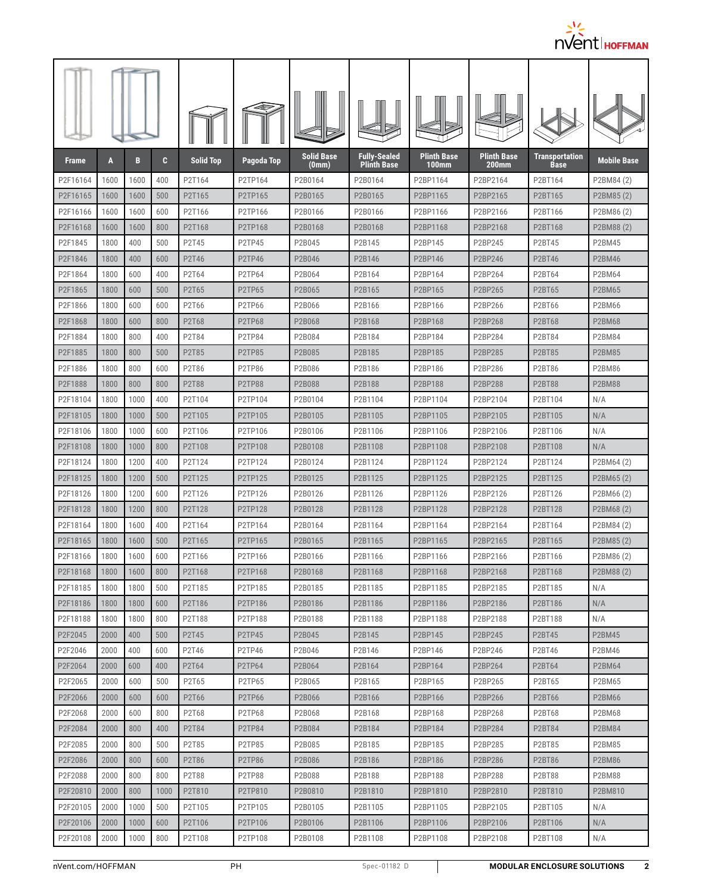| Frame | A | B | C | Solid Top | Pagoda Top | Solid Base (0mm) | Fully-Sealed Plinth Base | Plinth Base 100mm | Plinth Base 200mm | Transportation Base | Mobile Base |
|---|---|---|---|---|---|---|---|---|---|---|---|
| P2F16164 | 1600 | 1600 | 400 | P2T164 | P2TP164 | P2B0164 | P2B0164 | P2BP1164 | P2BP2164 | P2BT164 | P2BM84 (2) |
| P2F16165 | 1600 | 1600 | 500 | P2T165 | P2TP165 | P2B0165 | P2B0165 | P2BP1165 | P2BP2165 | P2BT165 | P2BM85 (2) |
| P2F16166 | 1600 | 1600 | 600 | P2T166 | P2TP166 | P2B0166 | P2B0166 | P2BP1166 | P2BP2166 | P2BT166 | P2BM86 (2) |
| P2F16168 | 1600 | 1600 | 800 | P2T168 | P2TP168 | P2B0168 | P2B0168 | P2BP1168 | P2BP2168 | P2BT168 | P2BM88 (2) |
| P2F1845 | 1800 | 400 | 500 | P2T45 | P2TP45 | P2B045 | P2B145 | P2BP145 | P2BP245 | P2BT45 | P2BM45 |
| P2F1846 | 1800 | 400 | 600 | P2T46 | P2TP46 | P2B046 | P2B146 | P2BP146 | P2BP246 | P2BT46 | P2BM46 |
| P2F1864 | 1800 | 600 | 400 | P2T64 | P2TP64 | P2B064 | P2B164 | P2BP164 | P2BP264 | P2BT64 | P2BM64 |
| P2F1865 | 1800 | 600 | 500 | P2T65 | P2TP65 | P2B065 | P2B165 | P2BP165 | P2BP265 | P2BT65 | P2BM65 |
| P2F1866 | 1800 | 600 | 600 | P2T66 | P2TP66 | P2B066 | P2B166 | P2BP166 | P2BP266 | P2BT66 | P2BM66 |
| P2F1868 | 1800 | 600 | 800 | P2T68 | P2TP68 | P2B068 | P2B168 | P2BP168 | P2BP268 | P2BT68 | P2BM68 |
| P2F1884 | 1800 | 800 | 400 | P2T84 | P2TP84 | P2B084 | P2B184 | P2BP184 | P2BP284 | P2BT84 | P2BM84 |
| P2F1885 | 1800 | 800 | 500 | P2T85 | P2TP85 | P2B085 | P2B185 | P2BP185 | P2BP285 | P2BT85 | P2BM85 |
| P2F1886 | 1800 | 800 | 600 | P2T86 | P2TP86 | P2B086 | P2B186 | P2BP186 | P2BP286 | P2BT86 | P2BM86 |
| P2F1888 | 1800 | 800 | 800 | P2T88 | P2TP88 | P2B088 | P2B188 | P2BP188 | P2BP288 | P2BT88 | P2BM88 |
| P2F18104 | 1800 | 1000 | 400 | P2T104 | P2TP104 | P2B0104 | P2B1104 | P2BP1104 | P2BP2104 | P2BT104 | N/A |
| P2F18105 | 1800 | 1000 | 500 | P2T105 | P2TP105 | P2B0105 | P2B1105 | P2BP1105 | P2BP2105 | P2BT105 | N/A |
| P2F18106 | 1800 | 1000 | 600 | P2T106 | P2TP106 | P2B0106 | P2B1106 | P2BP1106 | P2BP2106 | P2BT106 | N/A |
| P2F18108 | 1800 | 1000 | 800 | P2T108 | P2TP108 | P2B0108 | P2B1108 | P2BP1108 | P2BP2108 | P2BT108 | N/A |
| P2F18124 | 1800 | 1200 | 400 | P2T124 | P2TP124 | P2B0124 | P2B1124 | P2BP1124 | P2BP2124 | P2BT124 | P2BM64 (2) |
| P2F18125 | 1800 | 1200 | 500 | P2T125 | P2TP125 | P2B0125 | P2B1125 | P2BP1125 | P2BP2125 | P2BT125 | P2BM65 (2) |
| P2F18126 | 1800 | 1200 | 600 | P2T126 | P2TP126 | P2B0126 | P2B1126 | P2BP1126 | P2BP2126 | P2BT126 | P2BM66 (2) |
| P2F18128 | 1800 | 1200 | 800 | P2T128 | P2TP128 | P2B0128 | P2B1128 | P2BP1128 | P2BP2128 | P2BT128 | P2BM68 (2) |
| P2F18164 | 1800 | 1600 | 400 | P2T164 | P2TP164 | P2B0164 | P2B1164 | P2BP1164 | P2BP2164 | P2BT164 | P2BM84 (2) |
| P2F18165 | 1800 | 1600 | 500 | P2T165 | P2TP165 | P2B0165 | P2B1165 | P2BP1165 | P2BP2165 | P2BT165 | P2BM85 (2) |
| P2F18166 | 1800 | 1600 | 600 | P2T166 | P2TP166 | P2B0166 | P2B1166 | P2BP1166 | P2BP2166 | P2BT166 | P2BM86 (2) |
| P2F18168 | 1800 | 1600 | 800 | P2T168 | P2TP168 | P2B0168 | P2B1168 | P2BP1168 | P2BP2168 | P2BT168 | P2BM88 (2) |
| P2F18185 | 1800 | 1800 | 500 | P2T185 | P2TP185 | P2B0185 | P2B1185 | P2BP1185 | P2BP2185 | P2BT185 | N/A |
| P2F18186 | 1800 | 1800 | 600 | P2T186 | P2TP186 | P2B0186 | P2B1186 | P2BP1186 | P2BP2186 | P2BT186 | N/A |
| P2F18188 | 1800 | 1800 | 800 | P2T188 | P2TP188 | P2B0188 | P2B1188 | P2BP1188 | P2BP2188 | P2BT188 | N/A |
| P2F2045 | 2000 | 400 | 500 | P2T45 | P2TP45 | P2B045 | P2B145 | P2BP145 | P2BP245 | P2BT45 | P2BM45 |
| P2F2046 | 2000 | 400 | 600 | P2T46 | P2TP46 | P2B046 | P2B146 | P2BP146 | P2BP246 | P2BT46 | P2BM46 |
| P2F2064 | 2000 | 600 | 400 | P2T64 | P2TP64 | P2B064 | P2B164 | P2BP164 | P2BP264 | P2BT64 | P2BM64 |
| P2F2065 | 2000 | 600 | 500 | P2T65 | P2TP65 | P2B065 | P2B165 | P2BP165 | P2BP265 | P2BT65 | P2BM65 |
| P2F2066 | 2000 | 600 | 600 | P2T66 | P2TP66 | P2B066 | P2B166 | P2BP166 | P2BP266 | P2BT66 | P2BM66 |
| P2F2068 | 2000 | 600 | 800 | P2T68 | P2TP68 | P2B068 | P2B168 | P2BP168 | P2BP268 | P2BT68 | P2BM68 |
| P2F2084 | 2000 | 800 | 400 | P2T84 | P2TP84 | P2B084 | P2B184 | P2BP184 | P2BP284 | P2BT84 | P2BM84 |
| P2F2085 | 2000 | 800 | 500 | P2T85 | P2TP85 | P2B085 | P2B185 | P2BP185 | P2BP285 | P2BT85 | P2BM85 |
| P2F2086 | 2000 | 800 | 600 | P2T86 | P2TP86 | P2B086 | P2B186 | P2BP186 | P2BP286 | P2BT86 | P2BM86 |
| P2F2088 | 2000 | 800 | 800 | P2T88 | P2TP88 | P2B088 | P2B188 | P2BP188 | P2BP288 | P2BT88 | P2BM88 |
| P2F20810 | 2000 | 800 | 1000 | P2T810 | P2TP810 | P2B0810 | P2B1810 | P2BP1810 | P2BP2810 | P2BT810 | P2BM810 |
| P2F20105 | 2000 | 1000 | 500 | P2T105 | P2TP105 | P2B0105 | P2B1105 | P2BP1105 | P2BP2105 | P2BT105 | N/A |
| P2F20106 | 2000 | 1000 | 600 | P2T106 | P2TP106 | P2B0106 | P2B1106 | P2BP1106 | P2BP2106 | P2BT106 | N/A |
| P2F20108 | 2000 | 1000 | 800 | P2T108 | P2TP108 | P2B0108 | P2B1108 | P2BP1108 | P2BP2108 | P2BT108 | N/A |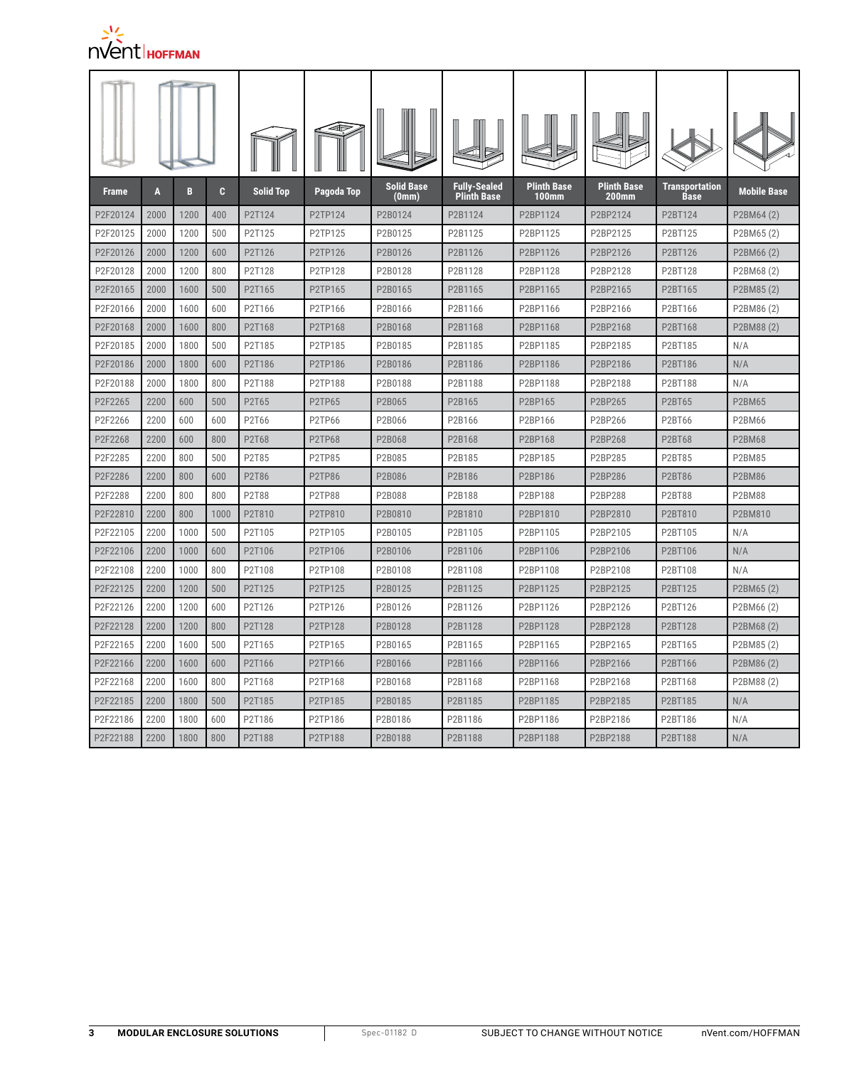| Frame | A | B | C | Solid Top | Pagoda Top | Solid Base (0mm) | Fully-Sealed Plinth Base | Plinth Base 100mm | Plinth Base 200mm | Transportation Base | Mobile Base |
|---|---|---|---|---|---|---|---|---|---|---|---|
| P2F20124 | 2000 | 1200 | 400 | P2T124 | P2TP124 | P2B0124 | P2B1124 | P2BP1124 | P2BP2124 | P2BT124 | P2BM64 (2) |
| P2F20125 | 2000 | 1200 | 500 | P2T125 | P2TP125 | P2B0125 | P2B1125 | P2BP1125 | P2BP2125 | P2BT125 | P2BM65 (2) |
| P2F20126 | 2000 | 1200 | 600 | P2T126 | P2TP126 | P2B0126 | P2B1126 | P2BP1126 | P2BP2126 | P2BT126 | P2BM66 (2) |
| P2F20128 | 2000 | 1200 | 800 | P2T128 | P2TP128 | P2B0128 | P2B1128 | P2BP1128 | P2BP2128 | P2BT128 | P2BM68 (2) |
| P2F20165 | 2000 | 1600 | 500 | P2T165 | P2TP165 | P2B0165 | P2B1165 | P2BP1165 | P2BP2165 | P2BT165 | P2BM85 (2) |
| P2F20166 | 2000 | 1600 | 600 | P2T166 | P2TP166 | P2B0166 | P2B1166 | P2BP1166 | P2BP2166 | P2BT166 | P2BM86 (2) |
| P2F20168 | 2000 | 1600 | 800 | P2T168 | P2TP168 | P2B0168 | P2B1168 | P2BP1168 | P2BP2168 | P2BT168 | P2BM88 (2) |
| P2F20185 | 2000 | 1800 | 500 | P2T185 | P2TP185 | P2B0185 | P2B1185 | P2BP1185 | P2BP2185 | P2BT185 | N/A |
| P2F20186 | 2000 | 1800 | 600 | P2T186 | P2TP186 | P2B0186 | P2B1186 | P2BP1186 | P2BP2186 | P2BT186 | N/A |
| P2F20188 | 2000 | 1800 | 800 | P2T188 | P2TP188 | P2B0188 | P2B1188 | P2BP1188 | P2BP2188 | P2BT188 | N/A |
| P2F2265 | 2200 | 600 | 500 | P2T65 | P2TP65 | P2B065 | P2B165 | P2BP165 | P2BP265 | P2BT65 | P2BM65 |
| P2F2266 | 2200 | 600 | 600 | P2T66 | P2TP66 | P2B066 | P2B166 | P2BP166 | P2BP266 | P2BT66 | P2BM66 |
| P2F2268 | 2200 | 600 | 800 | P2T68 | P2TP68 | P2B068 | P2B168 | P2BP168 | P2BP268 | P2BT68 | P2BM68 |
| P2F2285 | 2200 | 800 | 500 | P2T85 | P2TP85 | P2B085 | P2B185 | P2BP185 | P2BP285 | P2BT85 | P2BM85 |
| P2F2286 | 2200 | 800 | 600 | P2T86 | P2TP86 | P2B086 | P2B186 | P2BP186 | P2BP286 | P2BT86 | P2BM86 |
| P2F2288 | 2200 | 800 | 800 | P2T88 | P2TP88 | P2B088 | P2B188 | P2BP188 | P2BP288 | P2BT88 | P2BM88 |
| P2F22810 | 2200 | 800 | 1000 | P2T810 | P2TP810 | P2B0810 | P2B1810 | P2BP1810 | P2BP2810 | P2BT810 | P2BM810 |
| P2F22105 | 2200 | 1000 | 500 | P2T105 | P2TP105 | P2B0105 | P2B1105 | P2BP1105 | P2BP2105 | P2BT105 | N/A |
| P2F22106 | 2200 | 1000 | 600 | P2T106 | P2TP106 | P2B0106 | P2B1106 | P2BP1106 | P2BP2106 | P2BT106 | N/A |
| P2F22108 | 2200 | 1000 | 800 | P2T108 | P2TP108 | P2B0108 | P2B1108 | P2BP1108 | P2BP2108 | P2BT108 | N/A |
| P2F22125 | 2200 | 1200 | 500 | P2T125 | P2TP125 | P2B0125 | P2B1125 | P2BP1125 | P2BP2125 | P2BT125 | P2BM65 (2) |
| P2F22126 | 2200 | 1200 | 600 | P2T126 | P2TP126 | P2B0126 | P2B1126 | P2BP1126 | P2BP2126 | P2BT126 | P2BM66 (2) |
| P2F22128 | 2200 | 1200 | 800 | P2T128 | P2TP128 | P2B0128 | P2B1128 | P2BP1128 | P2BP2128 | P2BT128 | P2BM68 (2) |
| P2F22165 | 2200 | 1600 | 500 | P2T165 | P2TP165 | P2B0165 | P2B1165 | P2BP1165 | P2BP2165 | P2BT165 | P2BM85 (2) |
| P2F22166 | 2200 | 1600 | 600 | P2T166 | P2TP166 | P2B0166 | P2B1166 | P2BP1166 | P2BP2166 | P2BT166 | P2BM86 (2) |
| P2F22168 | 2200 | 1600 | 800 | P2T168 | P2TP168 | P2B0168 | P2B1168 | P2BP1168 | P2BP2168 | P2BT168 | P2BM88 (2) |
| P2F22185 | 2200 | 1800 | 500 | P2T185 | P2TP185 | P2B0185 | P2B1185 | P2BP1185 | P2BP2185 | P2BT185 | N/A |
| P2F22186 | 2200 | 1800 | 600 | P2T186 | P2TP186 | P2B0186 | P2B1186 | P2BP1186 | P2BP2186 | P2BT186 | N/A |
| P2F22188 | 2200 | 1800 | 800 | P2T188 | P2TP188 | P2B0188 | P2B1188 | P2BP1188 | P2BP2188 | P2BT188 | N/A |